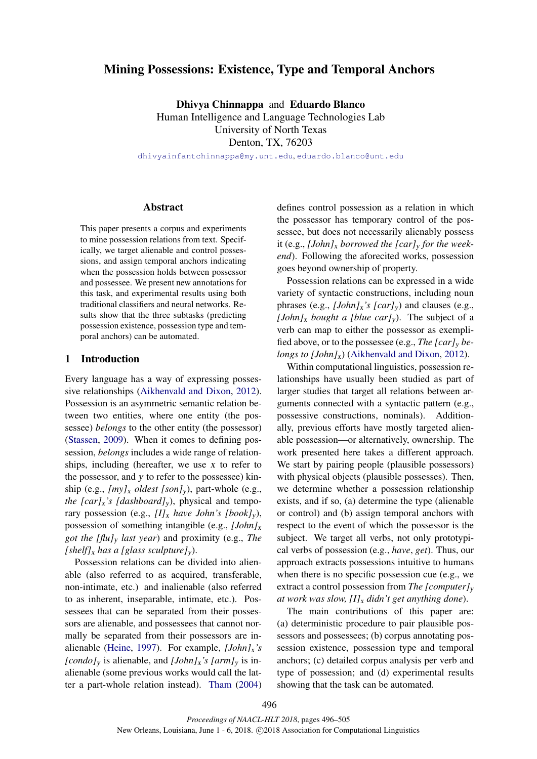# Mining Possessions: Existence, Type and Temporal Anchors

**Dhivya Chinnappa** and **Eduardo Blanco**
Human Intelligence and Language Technologies Lab
University of North Texas
Denton, TX, 76203
dhivyainfantchinnappa@my.unt.edu, eduardo.blanco@unt.edu

## Abstract

This paper presents a corpus and experiments to mine possession relations from text. Specifically, we target alienable and control possessions, and assign temporal anchors indicating when the possession holds between possessor and possessee. We present new annotations for this task, and experimental results using both traditional classifiers and neural networks. Results show that the three subtasks (predicting possession existence, possession type and temporal anchors) can be automated.

## 1 Introduction

Every language has a way of expressing possessive relationships (Aikhenvald and Dixon, 2012). Possession is an asymmetric semantic relation between two entities, where one entity (the possessee) *belongs* to the other entity (the possessor) (Stassen, 2009). When it comes to defining possession, *belongs* includes a wide range of relationships, including (hereafter, we use *x* to refer to the possessor, and *y* to refer to the possessee) kinship (e.g., *[my]$_x$ oldest [son]$_y$*), part-whole (e.g., *the [car]$_x$'s [dashboard]$_y$*), physical and temporary possession (e.g., *[I]$_x$ have John's [book]$_y$*), possession of something intangible (e.g., *[John]$_x$ got the [flu]$_y$ last year*) and proximity (e.g., *The [shelf]$_x$ has a [glass sculpture]$_y$*).

Possession relations can be divided into alienable (also referred to as acquired, transferable, non-intimate, etc.) and inalienable (also referred to as inherent, inseparable, intimate, etc.). Possessees that can be separated from their possessors are alienable, and possessees that cannot normally be separated from their possessors are inalienable (Heine, 1997). For example, *[John]$_x$'s [condo]$_y$* is alienable, and *[John]$_x$'s [arm]$_y$* is inalienable (some previous works would call the latter a part-whole relation instead). Tham (2004) defines control possession as a relation in which the possessor has temporary control of the possessee, but does not necessarily alienably possess it (e.g., *[John]$_x$ borrowed the [car]$_y$ for the weekend*). Following the aforecited works, possession goes beyond ownership of property.

Possession relations can be expressed in a wide variety of syntactic constructions, including noun phrases (e.g., *[John]$_x$'s [car]$_y$*) and clauses (e.g., *[John]$_x$ bought a [blue car]$_y$*). The subject of a verb can map to either the possessor as exemplified above, or to the possessee (e.g., *The [car]$_y$ belongs to [John]$_x$*) (Aikhenvald and Dixon, 2012).

Within computational linguistics, possession relationships have usually been studied as part of larger studies that target all relations between arguments connected with a syntactic pattern (e.g., possessive constructions, nominals). Additionally, previous efforts have mostly targeted alienable possession—or alternatively, ownership. The work presented here takes a different approach. We start by pairing people (plausible possessors) with physical objects (plausible possessees). Then, we determine whether a possession relationship exists, and if so, (a) determine the type (alienable or control) and (b) assign temporal anchors with respect to the event of which the possessor is the subject. We target all verbs, not only prototypical verbs of possession (e.g., *have*, *get*). Thus, our approach extracts possessions intuitive to humans when there is no specific possession cue (e.g., we extract a control possession from *The [computer]$_y$ at work was slow, [I]$_x$ didn't get anything done*).

The main contributions of this paper are: (a) deterministic procedure to pair plausible possessors and possessees; (b) corpus annotating possession existence, possession type and temporal anchors; (c) detailed corpus analysis per verb and type of possession; and (d) experimental results showing that the task can be automated.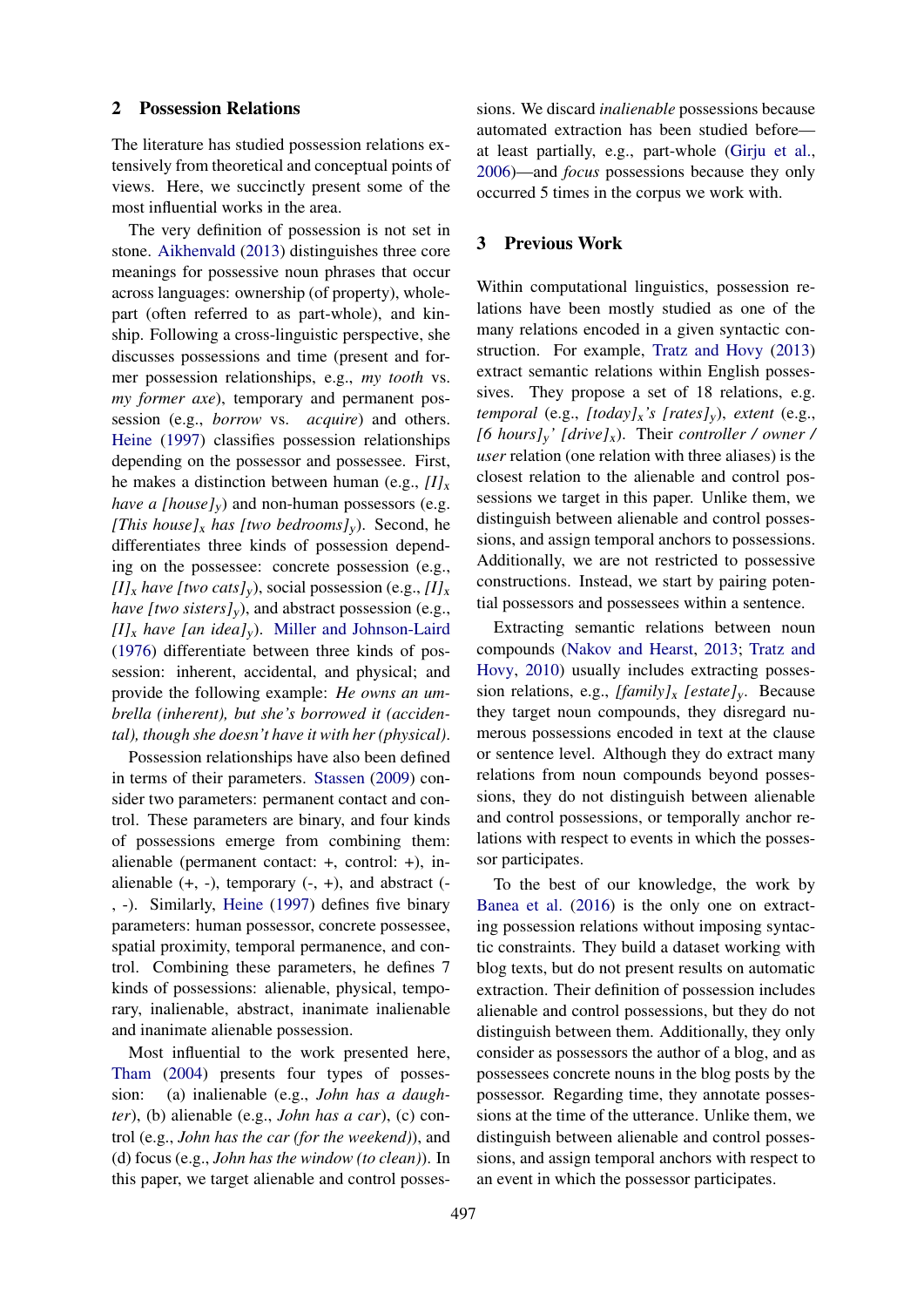## 2 Possession Relations

The literature has studied possession relations extensively from theoretical and conceptual points of views. Here, we succinctly present some of the most influential works in the area.

The very definition of possession is not set in stone. Aikhenvald (2013) distinguishes three core meanings for possessive noun phrases that occur across languages: ownership (of property), whole-part (often referred to as part-whole), and kinship. Following a cross-linguistic perspective, she discusses possessions and time (present and former possession relationships, e.g., *my tooth* vs. *my former axe*), temporary and permanent possession (e.g., *borrow* vs. *acquire*) and others. Heine (1997) classifies possession relationships depending on the possessor and possessee. First, he makes a distinction between human (e.g., *[I]$_x$ have a [house]$_y$*) and non-human possessors (e.g. *[This house]$_x$ has [two bedrooms]$_y$*). Second, he differentiates three kinds of possession depending on the possessee: concrete possession (e.g., *[I]$_x$ have [two cats]$_y$*), social possession (e.g., *[I]$_x$ have [two sisters]$_y$*), and abstract possession (e.g., *[I]$_x$ have [an idea]$_y$*). Miller and Johnson-Laird (1976) differentiate between three kinds of possession: inherent, accidental, and physical; and provide the following example: *He owns an umbrella (inherent), but she's borrowed it (accidental), though she doesn't have it with her (physical)*.

Possession relationships have also been defined in terms of their parameters. Stassen (2009) consider two parameters: permanent contact and control. These parameters are binary, and four kinds of possessions emerge from combining them: alienable (permanent contact: +, control: +), inalienable (+, -), temporary (-, +), and abstract (-, -). Similarly, Heine (1997) defines five binary parameters: human possessor, concrete possessee, spatial proximity, temporal permanence, and control. Combining these parameters, he defines 7 kinds of possessions: alienable, physical, temporary, inalienable, abstract, inanimate inalienable and inanimate alienable possession.

Most influential to the work presented here, Tham (2004) presents four types of possession: (a) inalienable (e.g., *John has a daughter*), (b) alienable (e.g., *John has a car*), (c) control (e.g., *John has the car (for the weekend)*), and (d) focus (e.g., *John has the window (to clean)*). In this paper, we target alienable and control possessions. We discard *inalienable* possessions because automated extraction has been studied before—at least partially, e.g., part-whole (Girju et al., 2006)—and *focus* possessions because they only occurred 5 times in the corpus we work with.

## 3 Previous Work

Within computational linguistics, possession relations have been mostly studied as one of the many relations encoded in a given syntactic construction. For example, Tratz and Hovy (2013) extract semantic relations within English possessives. They propose a set of 18 relations, e.g. *temporal* (e.g., *[today]$_x$'s [rates]$_y$*), *extent* (e.g., *[6 hours]$_y$' [drive]$_x$*). Their *controller / owner / user* relation (one relation with three aliases) is the closest relation to the alienable and control possessions we target in this paper. Unlike them, we distinguish between alienable and control possessions, and assign temporal anchors to possessions. Additionally, we are not restricted to possessive constructions. Instead, we start by pairing potential possessors and possessees within a sentence.

Extracting semantic relations between noun compounds (Nakov and Hearst, 2013; Tratz and Hovy, 2010) usually includes extracting possession relations, e.g., *[family]$_x$ [estate]$_y$*. Because they target noun compounds, they disregard numerous possessions encoded in text at the clause or sentence level. Although they do extract many relations from noun compounds beyond possessions, they do not distinguish between alienable and control possessions, or temporally anchor relations with respect to events in which the possessor participates.

To the best of our knowledge, the work by Banea et al. (2016) is the only one on extracting possession relations without imposing syntactic constraints. They build a dataset working with blog texts, but do not present results on automatic extraction. Their definition of possession includes alienable and control possessions, but they do not distinguish between them. Additionally, they only consider as possessors the author of a blog, and as possessees concrete nouns in the blog posts by the possessor. Regarding time, they annotate possessions at the time of the utterance. Unlike them, we distinguish between alienable and control possessions, and assign temporal anchors with respect to an event in which the possessor participates.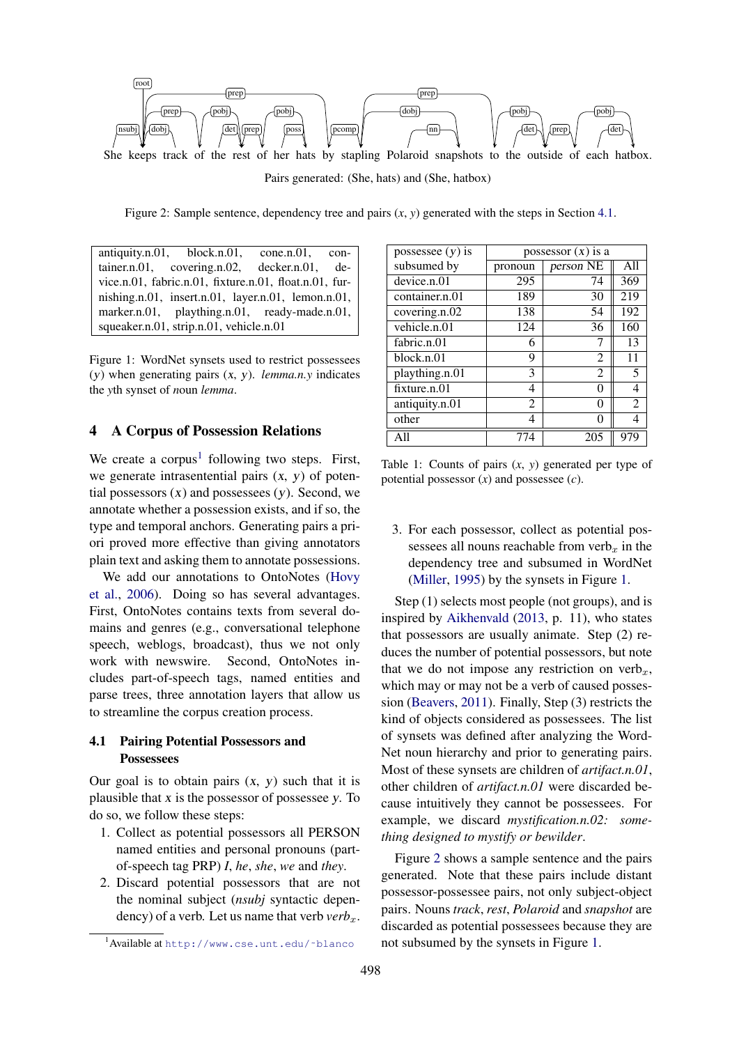She keeps track of the rest of her hats by stapling Polaroid snapshots to the outside of each hatbox.

Pairs generated: (She, hats) and (She, hatbox)

Figure 2: Sample sentence, dependency tree and pairs (*x*, *y*) generated with the steps in Section 4.1.

| antiquity.n.01, block.n.01, cone.n.01, container.n.01, covering.n.02, decker.n.01, device.n.01, fabric.n.01, fixture.n.01, float.n.01, furnishing.n.01, insert.n.01, layer.n.01, lemon.n.01, marker.n.01, plaything.n.01, ready-made.n.01, squeaker.n.01, strip.n.01, vehicle.n.01 |
|---|

Figure 1: WordNet synsets used to restrict possessees (*y*) when generating pairs (*x*, *y*). *lemma.n.y* indicates the *y*th synset of *noun lemma*.

## 4 A Corpus of Possession Relations

We create a corpus[1] following two steps. First, we generate intrasentential pairs (*x*, *y*) of potential possessors (*x*) and possessees (*y*). Second, we annotate whether a possession exists, and if so, the type and temporal anchors. Generating pairs a priori proved more effective than giving annotators plain text and asking them to annotate possessions.

We add our annotations to OntoNotes (Hovy et al., 2006). Doing so has several advantages. First, OntoNotes contains texts from several domains and genres (e.g., conversational telephone speech, weblogs, broadcast), thus we not only work with newswire. Second, OntoNotes includes part-of-speech tags, named entities and parse trees, three annotation layers that allow us to streamline the corpus creation process.

### 4.1 Pairing Potential Possessors and Possessees

Our goal is to obtain pairs (*x*, *y*) such that it is plausible that *x* is the possessor of possessee *y*. To do so, we follow these steps:

1. Collect as potential possessors all PERSON named entities and personal pronouns (part-of-speech tag PRP) *I*, *he*, *she*, *we* and *they*.
2. Discard potential possessors that are not the nominal subject (*nsubj* syntactic dependency) of a verb. Let us name that verb *verb*$_x$.
3. For each possessor, collect as potential possessees all nouns reachable from verb$_x$ in the dependency tree and subsumed in WordNet (Miller, 1995) by the synsets in Figure 1.

[1] Available at http://www.cse.unt.edu/~blanco

| possessee (*y*) is subsumed by | possessor (*x*) is a pronoun | *person* NE | All |
|---|---|---|---|
| device.n.01 | 295 | 74 | 369 |
| container.n.01 | 189 | 30 | 219 |
| covering.n.02 | 138 | 54 | 192 |
| vehicle.n.01 | 124 | 36 | 160 |
| fabric.n.01 | 6 | 7 | 13 |
| block.n.01 | 9 | 2 | 11 |
| plaything.n.01 | 3 | 2 | 5 |
| fixture.n.01 | 4 | 0 | 4 |
| antiquity.n.01 | 2 | 0 | 2 |
| other | 4 | 0 | 4 |
| All | 774 | 205 | 979 |

Table 1: Counts of pairs (*x*, *y*) generated per type of potential possessor (*x*) and possessee (*c*).

Step (1) selects most people (not groups), and is inspired by Aikhenvald (2013, p. 11), who states that possessors are usually animate. Step (2) reduces the number of potential possessors, but note that we do not impose any restriction on verb$_x$, which may or may not be a verb of caused possession (Beavers, 2011). Finally, Step (3) restricts the kind of objects considered as possessees. The list of synsets was defined after analyzing the WordNet noun hierarchy and prior to generating pairs. Most of these synsets are children of *artifact.n.01*, other children of *artifact.n.01* were discarded because intuitively they cannot be possessees. For example, we discard *mystification.n.02: something designed to mystify or bewilder*.

Figure 2 shows a sample sentence and the pairs generated. Note that these pairs include distant possessor-possessee pairs, not only subject-object pairs. Nouns *track*, *rest*, *Polaroid* and *snapshot* are discarded as potential possessees because they are not subsumed by the synsets in Figure 1.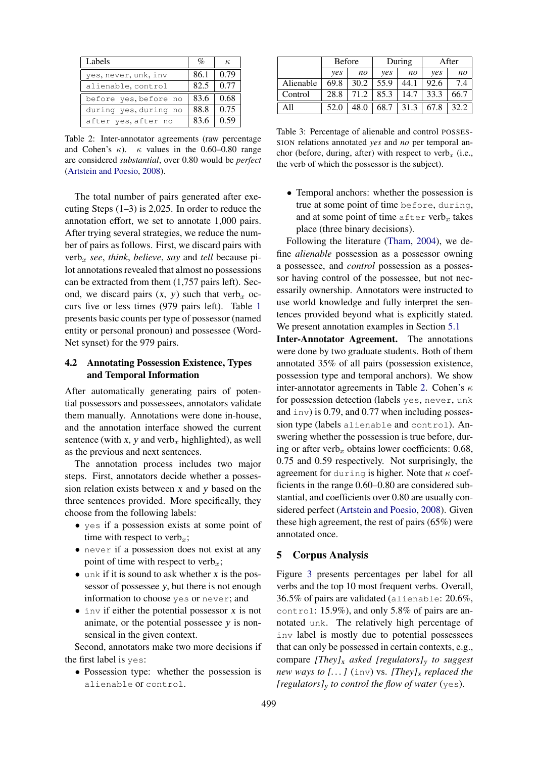| Labels | % | κ |
|---|---|---|
| yes, never, unk, inv | 86.1 | 0.79 |
| alienable, control | 82.5 | 0.77 |
| before yes, before no | 83.6 | 0.68 |
| during yes, during no | 88.8 | 0.75 |
| after yes, after no | 83.6 | 0.59 |

Table 2: Inter-annotator agreements (raw percentage and Cohen's κ). κ values in the 0.60–0.80 range are considered *substantial*, over 0.80 would be *perfect* (Artstein and Poesio, 2008).

The total number of pairs generated after executing Steps (1–3) is 2,025. In order to reduce the annotation effort, we set to annotate 1,000 pairs. After trying several strategies, we reduce the number of pairs as follows. First, we discard pairs with verb$_x$ *see*, *think*, *believe*, *say* and *tell* because pilot annotations revealed that almost no possessions can be extracted from them (1,757 pairs left). Second, we discard pairs ($x$, $y$) such that verb$_x$ occurs five or less times (979 pairs left). Table 1 presents basic counts per type of possessor (named entity or personal pronoun) and possessee (WordNet synset) for the 979 pairs.

### 4.2 Annotating Possession Existence, Types and Temporal Information

After automatically generating pairs of potential possessors and possessees, annotators validate them manually. Annotations were done in-house, and the annotation interface showed the current sentence (with $x$, $y$ and verb$_x$ highlighted), as well as the previous and next sentences.

The annotation process includes two major steps. First, annotators decide whether a possession relation exists between $x$ and $y$ based on the three sentences provided. More specifically, they choose from the following labels:

- yes if a possession exists at some point of time with respect to verb$_x$;
- never if a possession does not exist at any point of time with respect to verb$_x$;
- unk if it is sound to ask whether $x$ is the possessor of possessee $y$, but there is not enough information to choose yes or never; and
- inv if either the potential possessor $x$ is not animate, or the potential possessee $y$ is nonsensical in the given context.

Second, annotators make two more decisions if the first label is yes:

- Possession type: whether the possession is alienable or control.
- Temporal anchors: whether the possession is true at some point of time before, during, and at some point of time after verb$_x$ takes place (three binary decisions).

|  | Before |  | During |  | After |  |
|---|---|---|---|---|---|---|
|  | *yes* | *no* | *yes* | *no* | *yes* | *no* |
| Alienable | 69.8 | 30.2 | 55.9 | 44.1 | 92.6 | 7.4 |
| Control | 28.8 | 71.2 | 85.3 | 14.7 | 33.3 | 66.7 |
| All | 52.0 | 48.0 | 68.7 | 31.3 | 67.8 | 32.2 |

Table 3: Percentage of alienable and control POSSESSION relations annotated *yes* and *no* per temporal anchor (before, during, after) with respect to verb$_x$ (i.e., the verb of which the possessor is the subject).

Following the literature (Tham, 2004), we define *alienable* possession as a possessor owning a possessee, and *control* possession as a possessor having control of the possessee, but not necessarily ownership. Annotators were instructed to use world knowledge and fully interpret the sentences provided beyond what is explicitly stated. We present annotation examples in Section 5.1

**Inter-Annotator Agreement.** The annotations were done by two graduate students. Both of them annotated 35% of all pairs (possession existence, possession type and temporal anchors). We show inter-annotator agreements in Table 2. Cohen's κ for possession detection (labels yes, never, unk and inv) is 0.79, and 0.77 when including possession type (labels alienable and control). Answering whether the possession is true before, during or after verb$_x$ obtains lower coefficients: 0.68, 0.75 and 0.59 respectively. Not surprisingly, the agreement for during is higher. Note that κ coefficients in the range 0.60–0.80 are considered substantial, and coefficients over 0.80 are usually considered perfect (Artstein and Poesio, 2008). Given these high agreement, the rest of pairs (65%) were annotated once.

## 5 Corpus Analysis

Figure 3 presents percentages per label for all verbs and the top 10 most frequent verbs. Overall, 36.5% of pairs are validated (alienable: 20.6%, control: 15.9%), and only 5.8% of pairs are annotated unk. The relatively high percentage of inv label is mostly due to potential possessees that can only be possessed in certain contexts, e.g., compare *[They]$_x$ asked [regulators]$_y$ to suggest new ways to [...]* (inv) vs. *[They]$_x$ replaced the [regulators]$_y$ to control the flow of water* (yes).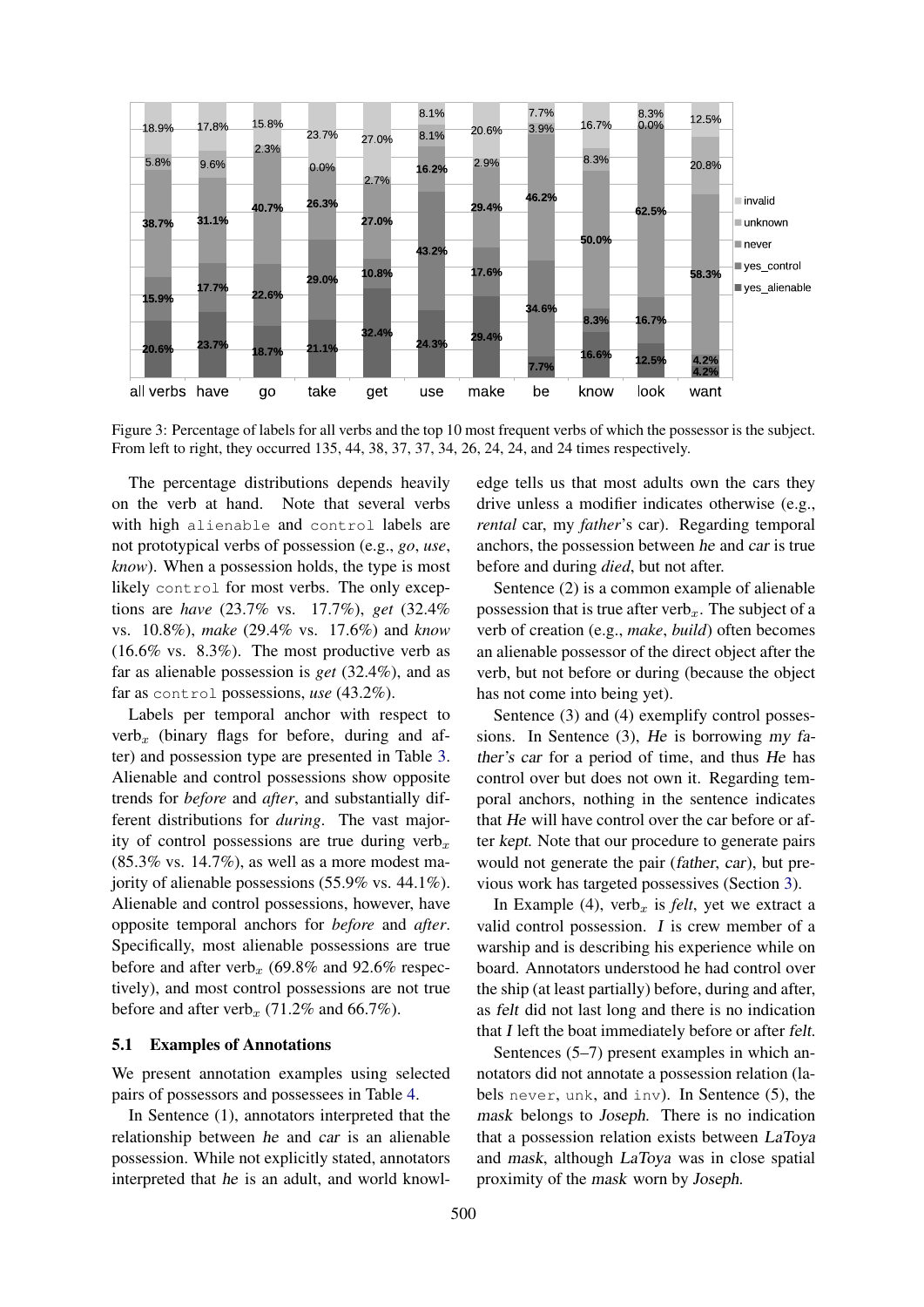Figure 3: Percentage of labels for all verbs and the top 10 most frequent verbs of which the possessor is the subject. From left to right, they occurred 135, 44, 38, 37, 37, 34, 26, 24, 24, and 24 times respectively.

The percentage distributions depends heavily on the verb at hand. Note that several verbs with high `alienable` and `control` labels are not prototypical verbs of possession (e.g., *go*, *use*, *know*). When a possession holds, the type is most likely `control` for most verbs. The only exceptions are *have* (23.7% vs. 17.7%), *get* (32.4% vs. 10.8%), *make* (29.4% vs. 17.6%) and *know* (16.6% vs. 8.3%). The most productive verb as far as alienable possession is *get* (32.4%), and as far as `control` possessions, *use* (43.2%).

Labels per temporal anchor with respect to verb$_x$ (binary flags for before, during and after) and possession type are presented in Table 3. Alienable and control possessions show opposite trends for *before* and *after*, and substantially different distributions for *during*. The vast majority of control possessions are true during verb$_x$ (85.3% vs. 14.7%), as well as a more modest majority of alienable possessions (55.9% vs. 44.1%). Alienable and control possessions, however, have opposite temporal anchors for *before* and *after*. Specifically, most alienable possessions are true before and after verb$_x$ (69.8% and 92.6% respectively), and most control possessions are not true before and after verb$_x$ (71.2% and 66.7%).

### 5.1 Examples of Annotations

We present annotation examples using selected pairs of possessors and possessees in Table 4.

In Sentence (1), annotators interpreted that the relationship between he and car is an alienable possession. While not explicitly stated, annotators interpreted that he is an adult, and world knowledge tells us that most adults own the cars they drive unless a modifier indicates otherwise (e.g., *rental* car, my *father*'s car). Regarding temporal anchors, the possession between he and car is true before and during *died*, but not after.

Sentence (2) is a common example of alienable possession that is true after verb$_x$. The subject of a verb of creation (e.g., *make*, *build*) often becomes an alienable possessor of the direct object after the verb, but not before or during (because the object has not come into being yet).

Sentence (3) and (4) exemplify control possessions. In Sentence (3), He is borrowing my father's car for a period of time, and thus He has control over but does not own it. Regarding temporal anchors, nothing in the sentence indicates that He will have control over the car before or after kept. Note that our procedure to generate pairs would not generate the pair (father, car), but previous work has targeted possessives (Section 3).

In Example (4), verb$_x$ is *felt*, yet we extract a valid control possession. I is crew member of a warship and is describing his experience while on board. Annotators understood he had control over the ship (at least partially) before, during and after, as felt did not last long and there is no indication that I left the boat immediately before or after felt.

Sentences (5–7) present examples in which annotators did not annotate a possession relation (labels `never`, `unk`, and `inv`). In Sentence (5), the mask belongs to Joseph. There is no indication that a possession relation exists between LaToya and mask, although LaToya was in close spatial proximity of the mask worn by Joseph.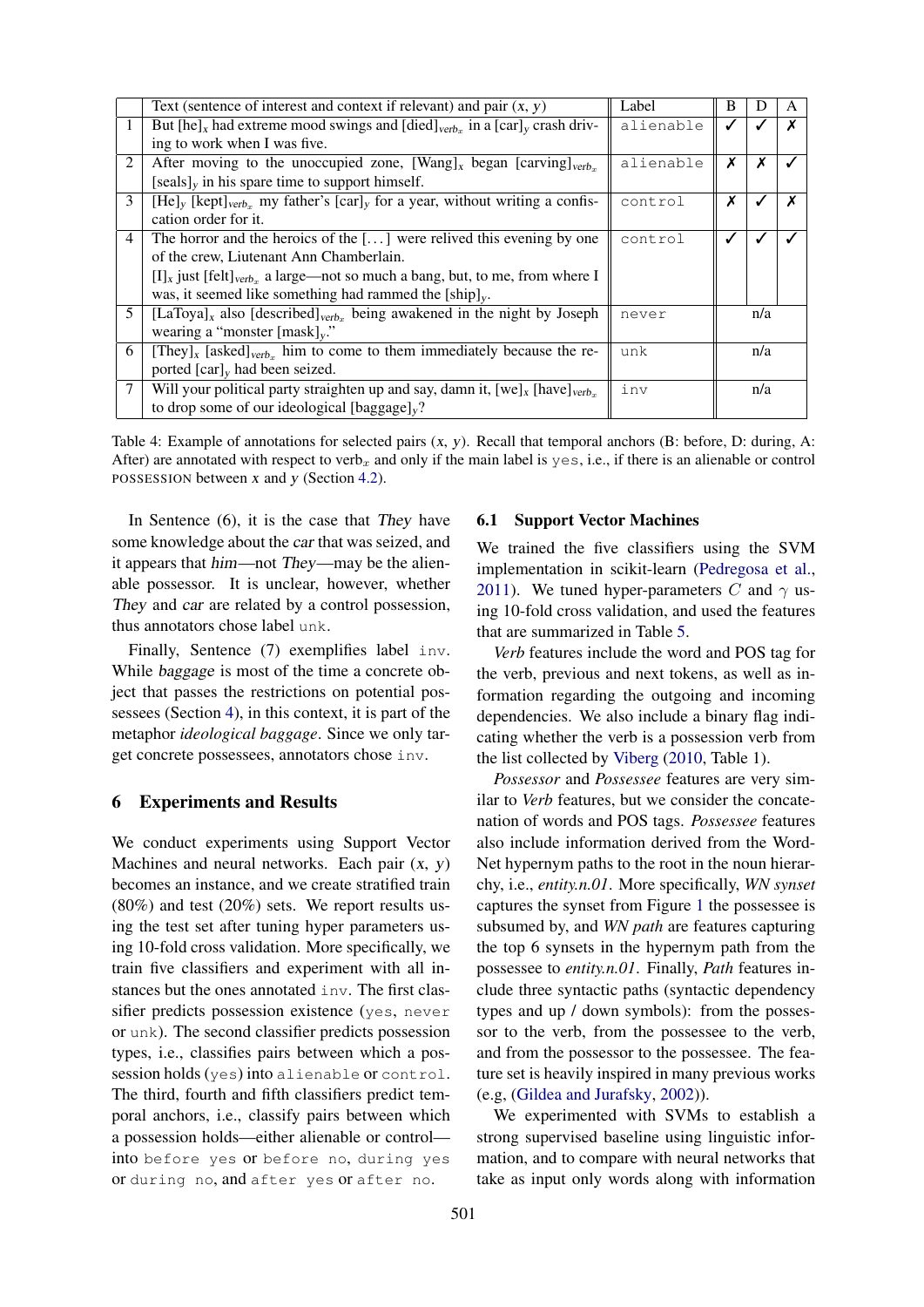| # | Text (sentence of interest and context if relevant) and pair (*x*, *y*) | Label | B | D | A |
|---|---|---|---|---|---|
| 1 | But [he]$_x$ had extreme mood swings and [died]$_{verb_x}$ in a [car]$_y$ crash driving to work when I was five. | alienable | ✓ | ✓ | ✗ |
| 2 | After moving to the unoccupied zone, [Wang]$_x$ began [carving]$_{verb_x}$ [seals]$_y$ in his spare time to support himself. | alienable | ✗ | ✗ | ✓ |
| 3 | [He]$_y$ [kept]$_{verb_x}$ my father's [car]$_y$ for a year, without writing a confiscation order for it. | control | ✗ | ✓ | ✗ |
| 4 | The horror and the heroics of the [...] were relived this evening by one of the crew, Liutenant Ann Chamberlain. [I]$_x$ just [felt]$_{verb_x}$ a large—not so much a bang, but, to me, from where I was, it seemed like something had rammed the [ship]$_y$. | control | ✓ | ✓ | ✓ |
| 5 | [LaToya]$_x$ also [described]$_{verb_x}$ being awakened in the night by Joseph wearing a "monster [mask]$_y$." | never | n/a | | |
| 6 | [They]$_x$ [asked]$_{verb_x}$ him to come to them immediately because the reported [car]$_y$ had been seized. | unk | n/a | | |
| 7 | Will your political party straighten up and say, damn it, [we]$_x$ [have]$_{verb_x}$ to drop some of our ideological [baggage]$_y$? | inv | n/a | | |

Table 4: Example of annotations for selected pairs (*x*, *y*). Recall that temporal anchors (B: before, D: during, A: After) are annotated with respect to verb$_x$ and only if the main label is yes, i.e., if there is an alienable or control POSSESSION between *x* and *y* (Section 4.2).

In Sentence (6), it is the case that *They* have some knowledge about the *car* that was seized, and it appears that *him*—not *They*—may be the alienable possessor. It is unclear, however, whether *They* and *car* are related by a control possession, thus annotators chose label unk.

Finally, Sentence (7) exemplifies label inv. While *baggage* is most of the time a concrete object that passes the restrictions on potential possessees (Section 4), in this context, it is part of the metaphor *ideological baggage*. Since we only target concrete possessees, annotators chose inv.

## 6 Experiments and Results

We conduct experiments using Support Vector Machines and neural networks. Each pair (*x*, *y*) becomes an instance, and we create stratified train (80%) and test (20%) sets. We report results using the test set after tuning hyper parameters using 10-fold cross validation. More specifically, we train five classifiers and experiment with all instances but the ones annotated inv. The first classifier predicts possession existence (yes, never or unk). The second classifier predicts possession types, i.e., classifies pairs between which a possession holds (yes) into alienable or control. The third, fourth and fifth classifiers predict temporal anchors, i.e., classify pairs between which a possession holds—either alienable or control—into before yes or before no, during yes or during no, and after yes or after no.

### 6.1 Support Vector Machines

We trained the five classifiers using the SVM implementation in scikit-learn (Pedregosa et al., 2011). We tuned hyper-parameters $C$ and $\gamma$ using 10-fold cross validation, and used the features that are summarized in Table 5.

*Verb* features include the word and POS tag for the verb, previous and next tokens, as well as information regarding the outgoing and incoming dependencies. We also include a binary flag indicating whether the verb is a possession verb from the list collected by Viberg (2010, Table 1).

*Possessor* and *Possessee* features are very similar to *Verb* features, but we consider the concatenation of words and POS tags. *Possessee* features also include information derived from the WordNet hypernym paths to the root in the noun hierarchy, i.e., *entity.n.01*. More specifically, *WN synset* captures the synset from Figure 1 the possessee is subsumed by, and *WN path* are features capturing the top 6 synsets in the hypernym path from the possessee to *entity.n.01*. Finally, *Path* features include three syntactic paths (syntactic dependency types and up / down symbols): from the possessor to the verb, from the possessee to the verb, and from the possessor to the possessee. The feature set is heavily inspired in many previous works (e.g, (Gildea and Jurafsky, 2002)).

We experimented with SVMs to establish a strong supervised baseline using linguistic information, and to compare with neural networks that take as input only words along with information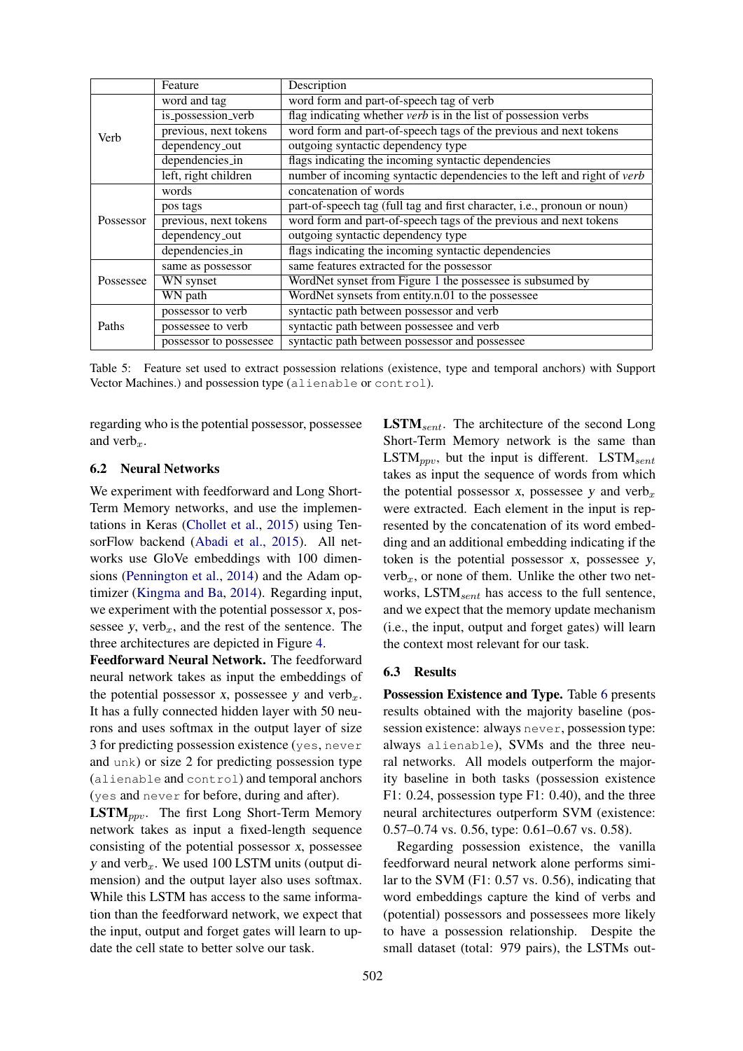|  | Feature | Description |
| --- | --- | --- |
| Verb | word and tag | word form and part-of-speech tag of verb |
|  | is_possession_verb | flag indicating whether *verb* is in the list of possession verbs |
|  | previous, next tokens | word form and part-of-speech tags of the previous and next tokens |
|  | dependency_out | outgoing syntactic dependency type |
|  | dependencies_in | flags indicating the incoming syntactic dependencies |
|  | left, right children | number of incoming syntactic dependencies to the left and right of *verb* |
| Possessor | words | concatenation of words |
|  | pos tags | part-of-speech tag (full tag and first character, i.e., pronoun or noun) |
|  | previous, next tokens | word form and part-of-speech tags of the previous and next tokens |
|  | dependency_out | outgoing syntactic dependency type |
|  | dependencies_in | flags indicating the incoming syntactic dependencies |
| Possessee | same as possessor | same features extracted for the possessor |
|  | WN synset | WordNet synset from Figure 1 the possessee is subsumed by |
|  | WN path | WordNet synsets from entity.n.01 to the possessee |
| Paths | possessor to verb | syntactic path between possessor and verb |
|  | possessee to verb | syntactic path between possessee and verb |
|  | possessor to possessee | syntactic path between possessor and possessee |

Table 5: Feature set used to extract possession relations (existence, type and temporal anchors) with Support Vector Machines.) and possession type (`alienable` or `control`).

regarding who is the potential possessor, possessee and verb$_x$.

## 6.2 Neural Networks

We experiment with feedforward and Long Short-Term Memory networks, and use the implementations in Keras (Chollet et al., 2015) using TensorFlow backend (Abadi et al., 2015). All networks use GloVe embeddings with 100 dimensions (Pennington et al., 2014) and the Adam optimizer (Kingma and Ba, 2014). Regarding input, we experiment with the potential possessor *x*, possessee *y*, verb$_x$, and the rest of the sentence. The three architectures are depicted in Figure 4.

**Feedforward Neural Network.** The feedforward neural network takes as input the embeddings of the potential possessor *x*, possessee *y* and verb$_x$. It has a fully connected hidden layer with 50 neurons and uses softmax in the output layer of size 3 for predicting possession existence (`yes`, `never` and `unk`) or size 2 for predicting possession type (`alienable` and `control`) and temporal anchors (`yes` and `never` for before, during and after).

**LSTM$_{ppv}$.** The first Long Short-Term Memory network takes as input a fixed-length sequence consisting of the potential possessor *x*, possessee *y* and verb$_x$. We used 100 LSTM units (output dimension) and the output layer also uses softmax. While this LSTM has access to the same information than the feedforward network, we expect that the input, output and forget gates will learn to update the cell state to better solve our task.

**LSTM$_{sent}$.** The architecture of the second Long Short-Term Memory network is the same than LSTM$_{ppv}$, but the input is different. LSTM$_{sent}$ takes as input the sequence of words from which the potential possessor *x*, possessee *y* and verb$_x$ were extracted. Each element in the input is represented by the concatenation of its word embedding and an additional embedding indicating if the token is the potential possessor *x*, possessee *y*, verb$_x$, or none of them. Unlike the other two networks, LSTM$_{sent}$ has access to the full sentence, and we expect that the memory update mechanism (i.e., the input, output and forget gates) will learn the context most relevant for our task.

## 6.3 Results

**Possession Existence and Type.** Table 6 presents results obtained with the majority baseline (possession existence: always `never`, possession type: always `alienable`), SVMs and the three neural networks. All models outperform the majority baseline in both tasks (possession existence F1: 0.24, possession type F1: 0.40), and the three neural architectures outperform SVM (existence: 0.57–0.74 vs. 0.56, type: 0.61–0.67 vs. 0.58).

Regarding possession existence, the vanilla feedforward neural network alone performs similar to the SVM (F1: 0.57 vs. 0.56), indicating that word embeddings capture the kind of verbs and (potential) possessors and possessees more likely to have a possession relationship. Despite the small dataset (total: 979 pairs), the LSTMs out-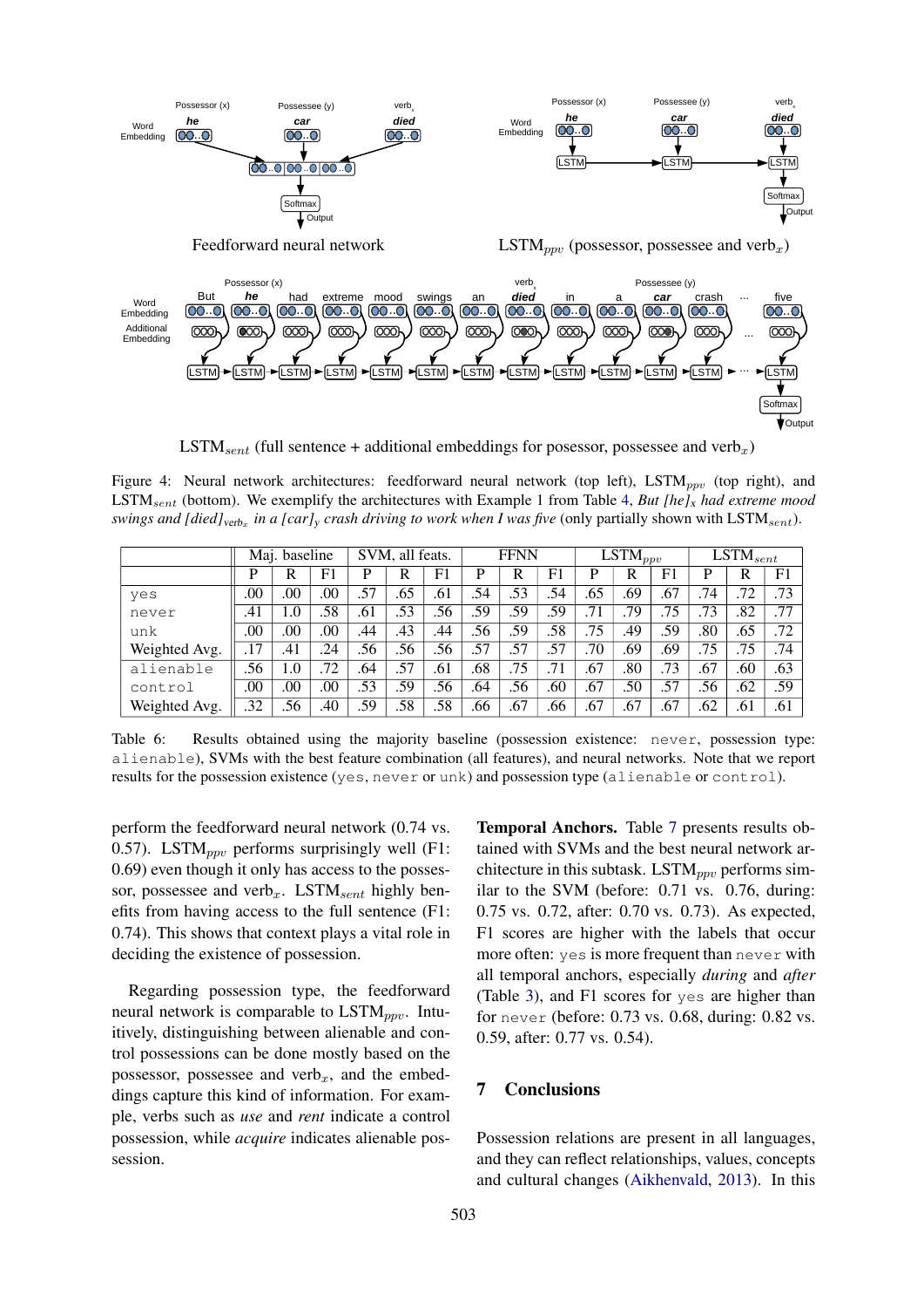Feedforward neural network

LSTM$_{ppv}$ (possessor, possessee and verb$_x$)

LSTM$_{sent}$ (full sentence + additional embeddings for posessor, possessee and verb$_x$)

Figure 4: Neural network architectures: feedforward neural network (top left), LSTM$_{ppv}$ (top right), and LSTM$_{sent}$ (bottom). We exemplify the architectures with Example 1 from Table 4, *But [he]$_x$ had extreme mood swings and [died]$_{\text{verb}_x}$ in a [car]$_y$ crash driving to work when I was five* (only partially shown with LSTM$_{sent}$).

| | Maj. baseline | | | SVM, all feats. | | | FFNN | | | LSTM$_{ppv}$ | | | LSTM$_{sent}$ | | |
|---|---|---|---|---|---|---|---|---|---|---|---|---|---|---|---|
| | P | R | F1 | P | R | F1 | P | R | F1 | P | R | F1 | P | R | F1 |
| yes | .00 | .00 | .00 | .57 | .65 | .61 | .54 | .53 | .54 | .65 | .69 | .67 | .74 | .72 | .73 |
| never | .41 | 1.0 | .58 | .61 | .53 | .56 | .59 | .59 | .59 | .71 | .79 | .75 | .73 | .82 | .77 |
| unk | .00 | .00 | .00 | .44 | .43 | .44 | .56 | .59 | .58 | .75 | .49 | .59 | .80 | .65 | .72 |
| Weighted Avg. | .17 | .41 | .24 | .56 | .56 | .56 | .57 | .57 | .57 | .70 | .69 | .69 | .75 | .75 | .74 |
| alienable | .56 | 1.0 | .72 | .64 | .57 | .61 | .68 | .75 | .71 | .67 | .80 | .73 | .67 | .60 | .63 |
| control | .00 | .00 | .00 | .53 | .59 | .56 | .64 | .56 | .60 | .67 | .50 | .57 | .56 | .62 | .59 |
| Weighted Avg. | .32 | .56 | .40 | .59 | .58 | .58 | .66 | .67 | .66 | .67 | .67 | .67 | .62 | .61 | .61 |

Table 6: Results obtained using the majority baseline (possession existence: never, possession type: alienable), SVMs with the best feature combination (all features), and neural networks. Note that we report results for the possession existence (yes, never or unk) and possession type (alienable or control).

perform the feedforward neural network (0.74 vs. 0.57). LSTM$_{ppv}$ performs surprisingly well (F1: 0.69) even though it only has access to the possessor, possessee and verb$_x$. LSTM$_{sent}$ highly benefits from having access to the full sentence (F1: 0.74). This shows that context plays a vital role in deciding the existence of possession.

Regarding possession type, the feedforward neural network is comparable to LSTM$_{ppv}$. Intuitively, distinguishing between alienable and control possessions can be done mostly based on the possessor, possessee and verb$_x$, and the embeddings capture this kind of information. For example, verbs such as *use* and *rent* indicate a control possession, while *acquire* indicates alienable possession.

**Temporal Anchors.** Table 7 presents results obtained with SVMs and the best neural network architecture in this subtask. LSTM$_{ppv}$ performs similar to the SVM (before: 0.71 vs. 0.76, during: 0.75 vs. 0.72, after: 0.70 vs. 0.73). As expected, F1 scores are higher with the labels that occur more often: yes is more frequent than never with all temporal anchors, especially *during* and *after* (Table 3), and F1 scores for yes are higher than for never (before: 0.73 vs. 0.68, during: 0.82 vs. 0.59, after: 0.77 vs. 0.54).

## 7 Conclusions

Possession relations are present in all languages, and they can reflect relationships, values, concepts and cultural changes (Aikhenvald, 2013). In this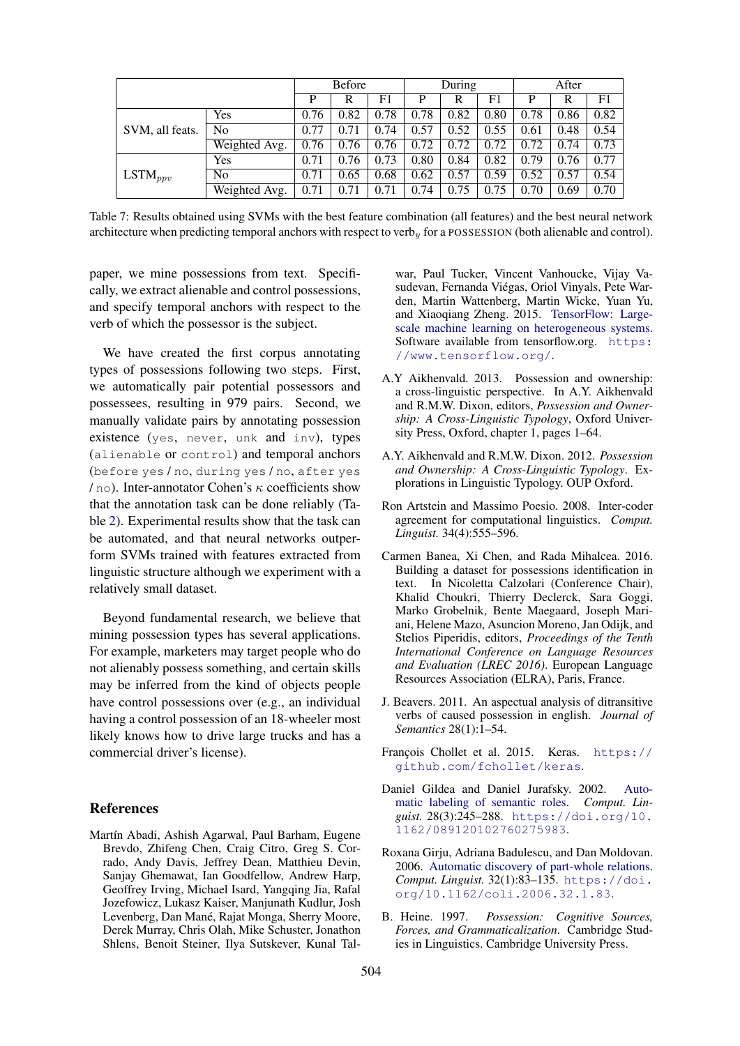| | | Before | | | During | | | After | | |
|---|---|---|---|---|---|---|---|---|---|---|
| | | P | R | F1 | P | R | F1 | P | R | F1 |
| SVM, all feats. | Yes | 0.76 | 0.82 | 0.78 | 0.78 | 0.82 | 0.80 | 0.78 | 0.86 | 0.82 |
| | No | 0.77 | 0.71 | 0.74 | 0.57 | 0.52 | 0.55 | 0.61 | 0.48 | 0.54 |
| | Weighted Avg. | 0.76 | 0.76 | 0.76 | 0.72 | 0.72 | 0.72 | 0.72 | 0.74 | 0.73 |
| $\text{LSTM}_{ppv}$ | Yes | 0.71 | 0.76 | 0.73 | 0.80 | 0.84 | 0.82 | 0.79 | 0.76 | 0.77 |
| | No | 0.71 | 0.65 | 0.68 | 0.62 | 0.57 | 0.59 | 0.52 | 0.57 | 0.54 |
| | Weighted Avg. | 0.71 | 0.71 | 0.71 | 0.74 | 0.75 | 0.75 | 0.70 | 0.69 | 0.70 |

Table 7: Results obtained using SVMs with the best feature combination (all features) and the best neural network architecture when predicting temporal anchors with respect to $\text{verb}_y$ for a POSSESSION (both alienable and control).

paper, we mine possessions from text. Specifically, we extract alienable and control possessions, and specify temporal anchors with respect to the verb of which the possessor is the subject.

We have created the first corpus annotating types of possessions following two steps. First, we automatically pair potential possessors and possessees, resulting in 979 pairs. Second, we manually validate pairs by annotating possession existence (`yes`, `never`, `unk` and `inv`), types (`alienable` or `control`) and temporal anchors (`before yes` / `no`, `during yes` / `no`, `after yes` / `no`). Inter-annotator Cohen's $\kappa$ coefficients show that the annotation task can be done reliably (Table 2). Experimental results show that the task can be automated, and that neural networks outperform SVMs trained with features extracted from linguistic structure although we experiment with a relatively small dataset.

Beyond fundamental research, we believe that mining possession types has several applications. For example, marketers may target people who do not alienably possess something, and certain skills may be inferred from the kind of objects people have control possessions over (e.g., an individual having a control possession of an 18-wheeler most likely knows how to drive large trucks and has a commercial driver's license).

## References

Martín Abadi, Ashish Agarwal, Paul Barham, Eugene Brevdo, Zhifeng Chen, Craig Citro, Greg S. Corrado, Andy Davis, Jeffrey Dean, Matthieu Devin, Sanjay Ghemawat, Ian Goodfellow, Andrew Harp, Geoffrey Irving, Michael Isard, Yangqing Jia, Rafal Jozefowicz, Lukasz Kaiser, Manjunath Kudlur, Josh Levenberg, Dan Mané, Rajat Monga, Sherry Moore, Derek Murray, Chris Olah, Mike Schuster, Jonathon Shlens, Benoit Steiner, Ilya Sutskever, Kunal Talwar, Paul Tucker, Vincent Vanhoucke, Vijay Vasudevan, Fernanda Viégas, Oriol Vinyals, Pete Warden, Martin Wattenberg, Martin Wicke, Yuan Yu, and Xiaoqiang Zheng. 2015. TensorFlow: Large-scale machine learning on heterogeneous systems. Software available from tensorflow.org. `https://www.tensorflow.org/`.

A.Y Aikhenvald. 2013. Possession and ownership: a cross-linguistic perspective. In A.Y. Aikhenvald and R.M.W. Dixon, editors, *Possession and Ownership: A Cross-Linguistic Typology*, Oxford University Press, Oxford, chapter 1, pages 1–64.

A.Y. Aikhenvald and R.M.W. Dixon. 2012. *Possession and Ownership: A Cross-Linguistic Typology*. Explorations in Linguistic Typology. OUP Oxford.

Ron Artstein and Massimo Poesio. 2008. Inter-coder agreement for computational linguistics. *Comput. Linguist.* 34(4):555–596.

Carmen Banea, Xi Chen, and Rada Mihalcea. 2016. Building a dataset for possessions identification in text. In Nicoletta Calzolari (Conference Chair), Khalid Choukri, Thierry Declerck, Sara Goggi, Marko Grobelnik, Bente Maegaard, Joseph Mariani, Helene Mazo, Asuncion Moreno, Jan Odijk, and Stelios Piperidis, editors, *Proceedings of the Tenth International Conference on Language Resources and Evaluation (LREC 2016)*. European Language Resources Association (ELRA), Paris, France.

J. Beavers. 2011. An aspectual analysis of ditransitive verbs of caused possession in english. *Journal of Semantics* 28(1):1–54.

François Chollet et al. 2015. Keras. `https://github.com/fchollet/keras`.

Daniel Gildea and Daniel Jurafsky. 2002. Automatic labeling of semantic roles. *Comput. Linguist.* 28(3):245–288. `https://doi.org/10.1162/089120102760275983`.

Roxana Girju, Adriana Badulescu, and Dan Moldovan. 2006. Automatic discovery of part-whole relations. *Comput. Linguist.* 32(1):83–135. `https://doi.org/10.1162/coli.2006.32.1.83`.

B. Heine. 1997. *Possession: Cognitive Sources, Forces, and Grammaticalization*. Cambridge Studies in Linguistics. Cambridge University Press.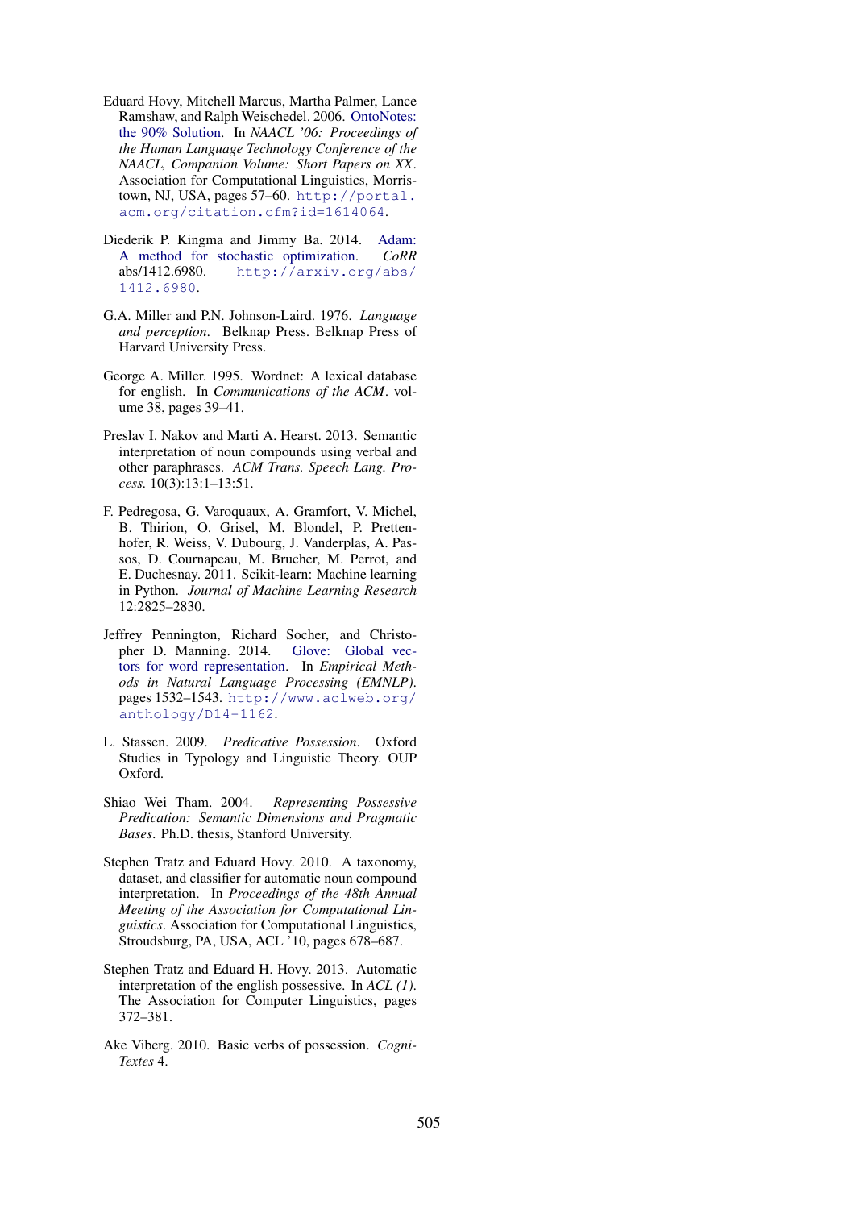Eduard Hovy, Mitchell Marcus, Martha Palmer, Lance Ramshaw, and Ralph Weischedel. 2006. OntoNotes: the 90% Solution. In *NAACL '06: Proceedings of the Human Language Technology Conference of the NAACL, Companion Volume: Short Papers on XX*. Association for Computational Linguistics, Morristown, NJ, USA, pages 57–60. http://portal.acm.org/citation.cfm?id=1614064.

Diederik P. Kingma and Jimmy Ba. 2014. Adam: A method for stochastic optimization. *CoRR* abs/1412.6980. http://arxiv.org/abs/1412.6980.

G.A. Miller and P.N. Johnson-Laird. 1976. *Language and perception*. Belknap Press. Belknap Press of Harvard University Press.

George A. Miller. 1995. Wordnet: A lexical database for english. In *Communications of the ACM*. volume 38, pages 39–41.

Preslav I. Nakov and Marti A. Hearst. 2013. Semantic interpretation of noun compounds using verbal and other paraphrases. *ACM Trans. Speech Lang. Process.* 10(3):13:1–13:51.

F. Pedregosa, G. Varoquaux, A. Gramfort, V. Michel, B. Thirion, O. Grisel, M. Blondel, P. Prettenhofer, R. Weiss, V. Dubourg, J. Vanderplas, A. Passos, D. Cournapeau, M. Brucher, M. Perrot, and E. Duchesnay. 2011. Scikit-learn: Machine learning in Python. *Journal of Machine Learning Research* 12:2825–2830.

Jeffrey Pennington, Richard Socher, and Christopher D. Manning. 2014. Glove: Global vectors for word representation. In *Empirical Methods in Natural Language Processing (EMNLP)*. pages 1532–1543. http://www.aclweb.org/anthology/D14-1162.

L. Stassen. 2009. *Predicative Possession*. Oxford Studies in Typology and Linguistic Theory. OUP Oxford.

Shiao Wei Tham. 2004. *Representing Possessive Predication: Semantic Dimensions and Pragmatic Bases*. Ph.D. thesis, Stanford University.

Stephen Tratz and Eduard Hovy. 2010. A taxonomy, dataset, and classifier for automatic noun compound interpretation. In *Proceedings of the 48th Annual Meeting of the Association for Computational Linguistics*. Association for Computational Linguistics, Stroudsburg, PA, USA, ACL '10, pages 678–687.

Stephen Tratz and Eduard H. Hovy. 2013. Automatic interpretation of the english possessive. In *ACL (1)*. The Association for Computer Linguistics, pages 372–381.

Ake Viberg. 2010. Basic verbs of possession. *CogniTextes* 4.